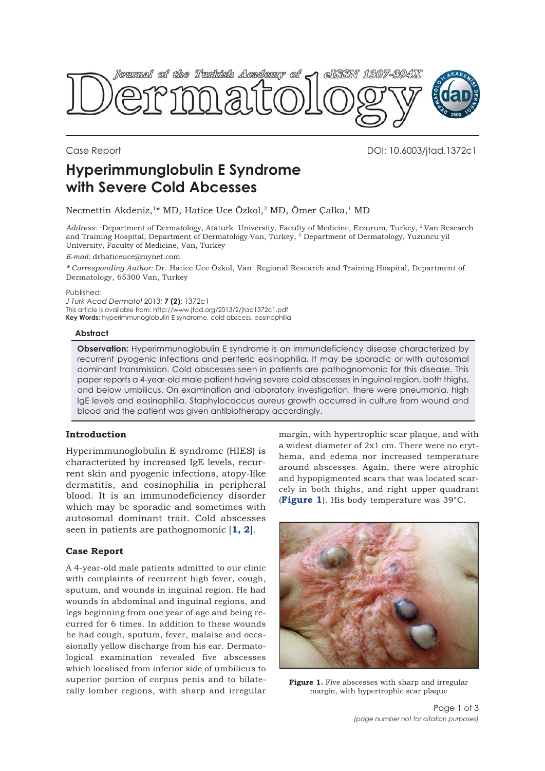Case Report

DOI: 10.6003/jtad.1372c1

# Hyperimmunglobulin E Syndrome with Severe Cold Abcesses

Necmettin Akdeniz,[1]* MD, Hatice Uce Özkol,[2] MD, Ömer Çalka,[1] MD

*Address:* [1]Department of Dermatology, Ataturk University, Faculty of Medicine, Erzurum, Turkey, [2]Van Research and Training Hospital, Department of Dermatology Van, Turkey, [3] Department of Dermatology, Yuzuncu yil University, Faculty of Medicine, Van, Turkey

*E-mail:* drhaticeuce@mynet.com

*\* Corresponding Author:* Dr. Hatice Uce Özkol, Van Regional Research and Training Hospital, Department of Dermatology, 65300 Van, Turkey

Published:

*J Turk Acad Dermatol* 2013; **7 (2)**: 1372c1

This article is available from: http://www.jtad.org/2013/2/jtad1372c1.pdf

**Key Words:** hyperimmunoglobulin E syndrome, cold abscess, eosinophilia

### Abstract

**Observation:** Hyperimmunoglobulin E syndrome is an immundeficiency disease characterized by recurrent pyogenic infections and periferic eosinophilia. It may be sporadic or with autosomal dominant transmission. Cold abscesses seen in patients are pathognomonic for this disease. This paper reports a 4-year-old male patient having severe cold abscesses in inguinal region, both thighs, and below umbilicus. On examination and laboratory investigation, there were pneumonia, high IgE levels and eosinophilia. Staphylococcus aureus growth occurred in culture from wound and blood and the patient was given antibiotherapy accordingly.

## Introduction

Hyperimmunoglobulin E syndrome (HIES) is characterized by increased IgE levels, recurrent skin and pyogenic infections, atopy-like dermatitis, and eosinophilia in peripheral blood. It is an immunodeficiency disorder which may be sporadic and sometimes with autosomal dominant trait. Cold abscesses seen in patients are pathognomonic [**1, 2**].

## Case Report

A 4-year-old male patients admitted to our clinic with complaints of recurrent high fever, cough, sputum, and wounds in inguinal region. He had wounds in abdominal and inguinal regions, and legs beginning from one year of age and being recurred for 6 times. In addition to these wounds he had cough, sputum, fever, malaise and occasionally yellow discharge from his ear. Dermatological examination revealed five abscesses which localised from inferior side of umbilicus to superior portion of corpus penis and to bilaterally lomber regions, with sharp and irregular margin, with hypertrophic scar plaque, and with a widest diameter of 2x1 cm. There were no erythema, and edema nor increased temperature around abscesses. Again, there were atrophic and hypopigmented scars that was located scarcely in both thighs, and right upper quadrant (**Figure 1**). His body temperature was 39°C.

**Figure 1.** Five abscesses with sharp and irregular margin, with hypertrophic scar plaque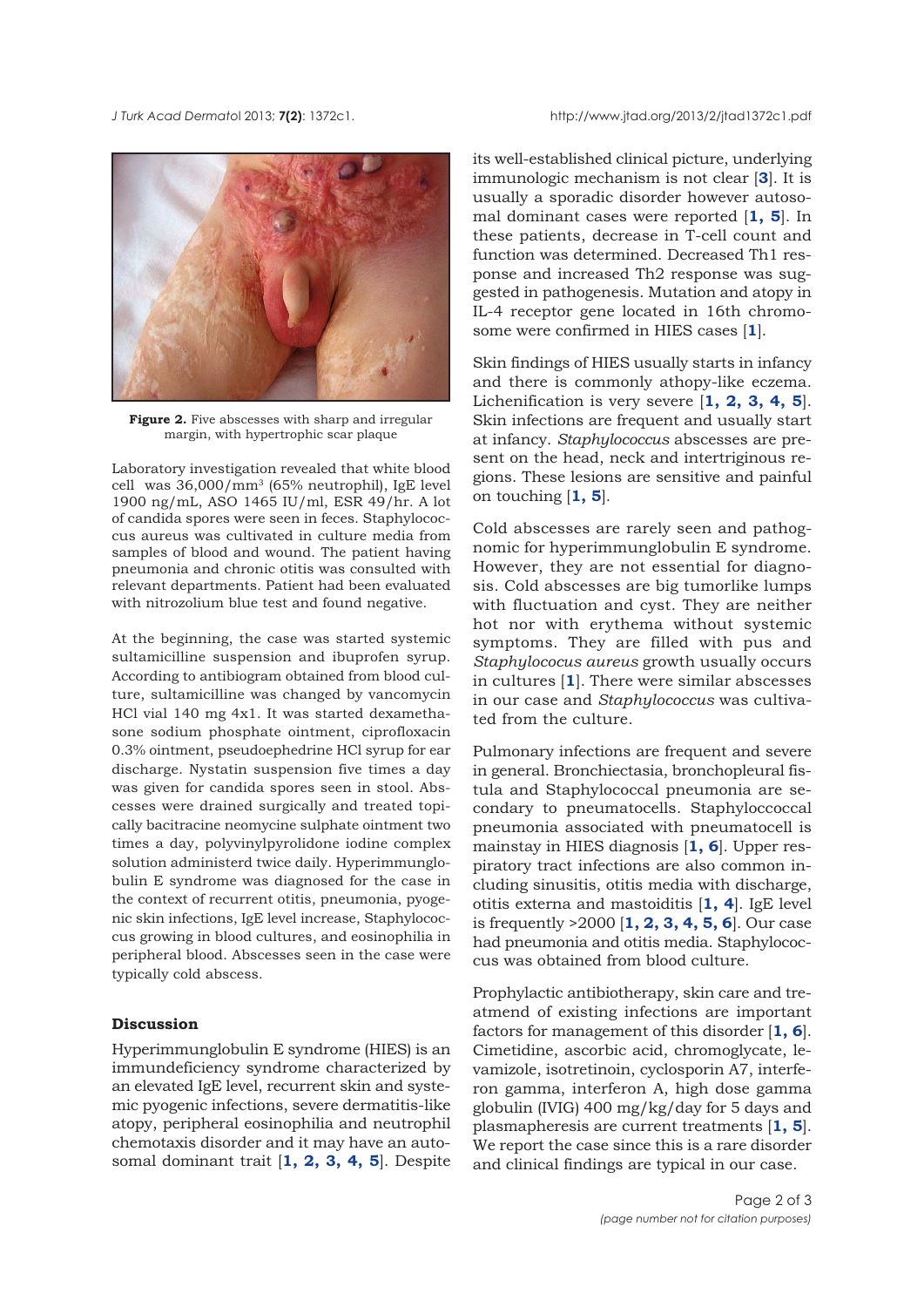**Figure 2.** Five abscesses with sharp and irregular margin, with hypertrophic scar plaque

Laboratory investigation revealed that white blood cell was 36,000/mm$^3$ (65% neutrophil), IgE level 1900 ng/mL, ASO 1465 IU/ml, ESR 49/hr. A lot of candida spores were seen in feces. Staphylococcus aureus was cultivated in culture media from samples of blood and wound. The patient having pneumonia and chronic otitis was consulted with relevant departments. Patient had been evaluated with nitrozolium blue test and found negative.

At the beginning, the case was started systemic sultamicilline suspension and ibuprofen syrup. According to antibiogram obtained from blood culture, sultamicilline was changed by vancomycin HCl vial 140 mg 4x1. It was started dexamethasone sodium phosphate ointment, ciprofloxacin 0.3% ointment, pseudoephedrine HCl syrup for ear discharge. Nystatin suspension five times a day was given for candida spores seen in stool. Abscesses were drained surgically and treated topically bacitracine neomycine sulphate ointment two times a day, polyvinylpyrolidone iodine complex solution administerd twice daily. Hyperimmunglobulin E syndrome was diagnosed for the case in the context of recurrent otitis, pneumonia, pyogenic skin infections, IgE level increase, Staphylococcus growing in blood cultures, and eosinophilia in peripheral blood. Abscesses seen in the case were typically cold abscess.

## Discussion

Hyperimmunglobulin E syndrome (HIES) is an immundeficiency syndrome characterized by an elevated IgE level, recurrent skin and systemic pyogenic infections, severe dermatitis-like atopy, peripheral eosinophilia and neutrophil chemotaxis disorder and it may have an autosomal dominant trait [**1, 2, 3, 4, 5**]. Despite its well-established clinical picture, underlying immunologic mechanism is not clear [**3**]. It is usually a sporadic disorder however autosomal dominant cases were reported [**1, 5**]. In these patients, decrease in T-cell count and function was determined. Decreased Th1 response and increased Th2 response was suggested in pathogenesis. Mutation and atopy in IL-4 receptor gene located in 16th chromosome were confirmed in HIES cases [**1**].

Skin findings of HIES usually starts in infancy and there is commonly athopy-like eczema. Lichenification is very severe [**1, 2, 3, 4, 5**]. Skin infections are frequent and usually start at infancy. *Staphylococcus* abscesses are present on the head, neck and intertriginous regions. These lesions are sensitive and painful on touching [**1, 5**].

Cold abscesses are rarely seen and pathognomic for hyperimmunglobulin E syndrome. However, they are not essential for diagnosis. Cold abscesses are big tumorlike lumps with fluctuation and cyst. They are neither hot nor with erythema without systemic symptoms. They are filled with pus and *Staphylococus aureus* growth usually occurs in cultures [**1**]. There were similar abscesses in our case and *Staphylococcus* was cultivated from the culture.

Pulmonary infections are frequent and severe in general. Bronchiectasia, bronchopleural fistula and Staphylococcal pneumonia are secondary to pneumatocells. Staphyloccoccal pneumonia associated with pneumatocell is mainstay in HIES diagnosis [**1, 6**]. Upper respiratory tract infections are also common including sinusitis, otitis media with discharge, otitis externa and mastoiditis [**1, 4**]. IgE level is frequently >2000 [**1, 2, 3, 4, 5, 6**]. Our case had pneumonia and otitis media. Staphylococcus was obtained from blood culture.

Prophylactic antibiotherapy, skin care and treatmend of existing infections are important factors for management of this disorder [**1, 6**]. Cimetidine, ascorbic acid, chromoglycate, levamizole, isotretinoin, cyclosporin A7, interferon gamma, interferon A, high dose gamma globulin (IVIG) 400 mg/kg/day for 5 days and plasmapheresis are current treatments [**1, 5**]. We report the case since this is a rare disorder and clinical findings are typical in our case.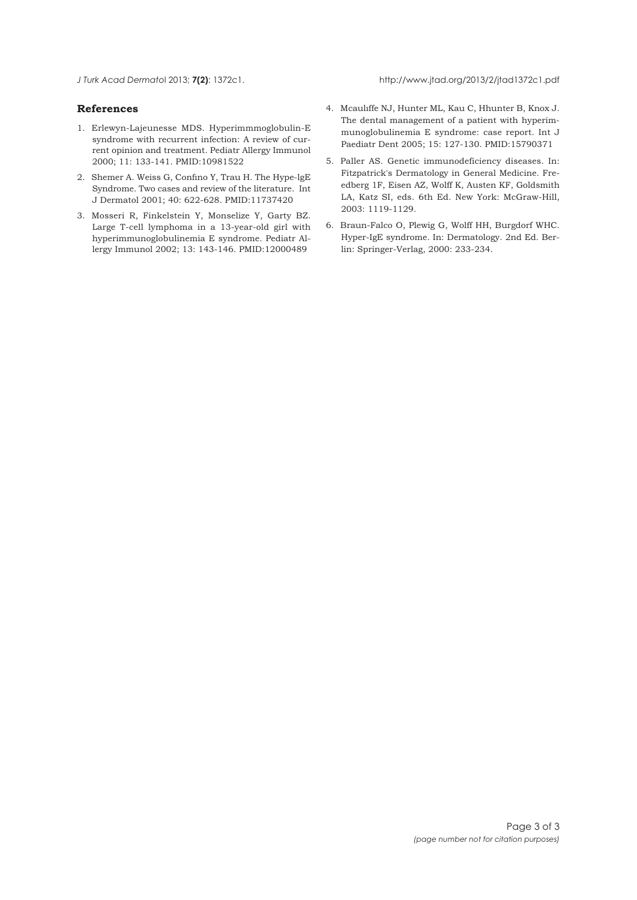## References

1. Erlewyn-Lajeunesse MDS. Hyperimmmoglobulin-E syndrome with recurrent infection: A review of current opinion and treatment. Pediatr Allergy Immunol 2000; 11: 133-141. PMID:10981522
2. Shemer A. Weiss G, Confino Y, Trau H. The Hype-lgE Syndrome. Two cases and review of the literature. Int J Dermatol 2001; 40: 622-628. PMID:11737420
3. Mosseri R, Finkelstein Y, Monselize Y, Garty BZ. Large T-cell lymphoma in a 13-year-old girl with hyperimmunoglobulinemia E syndrome. Pediatr Allergy Immunol 2002; 13: 143-146. PMID:12000489
4. Mcaulıffe NJ, Hunter ML, Kau C, Hhunter B, Knox J. The dental management of a patient with hyperimmunoglobulinemia E syndrome: case report. Int J Paediatr Dent 2005; 15: 127-130. PMID:15790371
5. Paller AS. Genetic immunodeficiency diseases. In: Fitzpatrick's Dermatology in General Medicine. Freedberg 1F, Eisen AZ, Wolff K, Austen KF, Goldsmith LA, Katz SI, eds. 6th Ed. New York: McGraw-Hill, 2003: 1119-1129.
6. Braun-Falco O, Plewig G, Wolff HH, Burgdorf WHC. Hyper-IgE syndrome. In: Dermatology. 2nd Ed. Berlin: Springer-Verlag, 2000: 233-234.